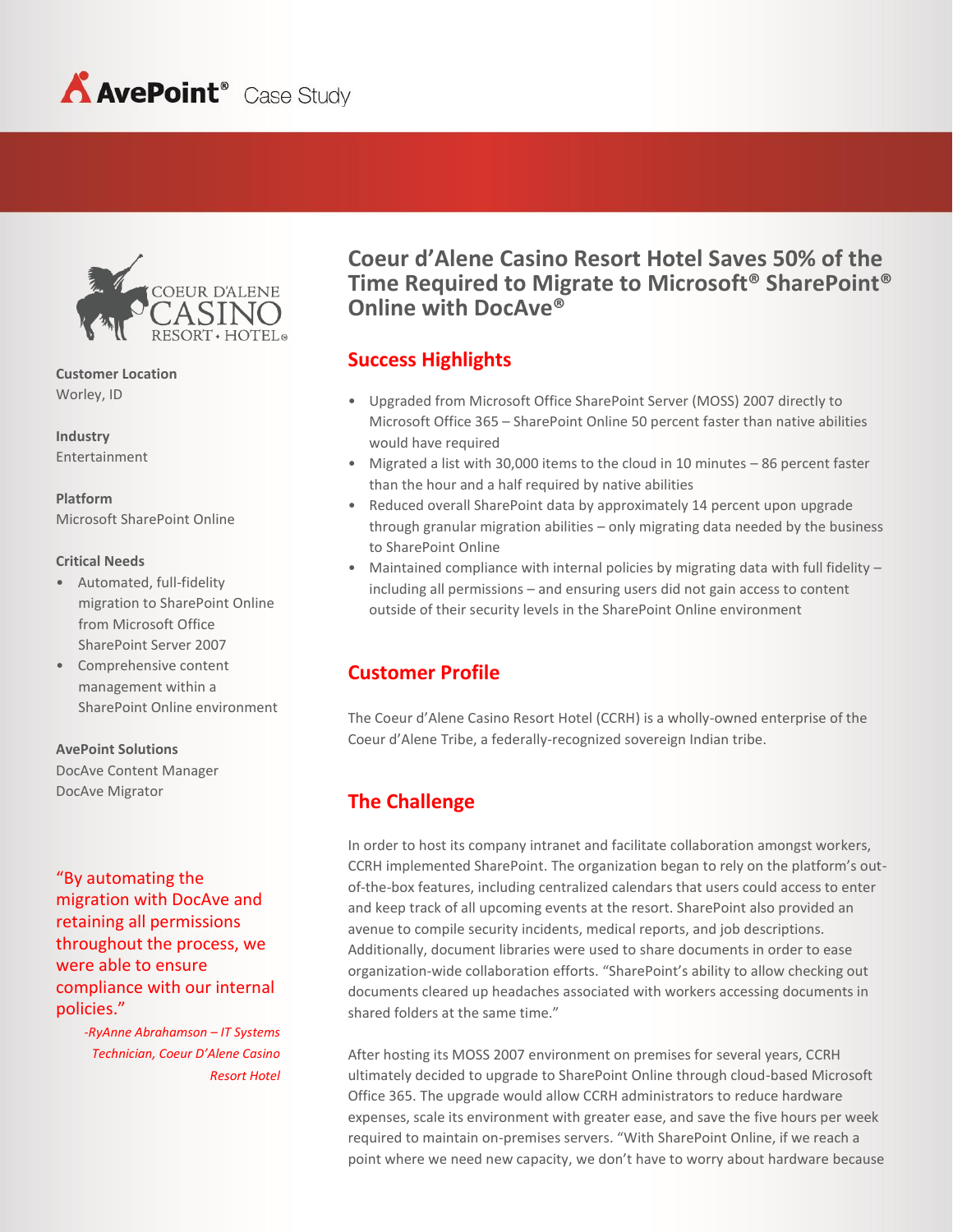AvePoint® Case Study

# Coeur d'Alene Casino Resort Hotel Saves 50% of the Time Required to Migrate to Microsoft® SharePoint® Online with DocAve®

**Customer Location**
Worley, ID

**Industry**
Entertainment

**Platform**
Microsoft SharePoint Online

**Critical Needs**

- Automated, full-fidelity migration to SharePoint Online from Microsoft Office SharePoint Server 2007
- Comprehensive content management within a SharePoint Online environment

**AvePoint Solutions**
DocAve Content Manager
DocAve Migrator

"By automating the migration with DocAve and retaining all permissions throughout the process, we were able to ensure compliance with our internal policies."

*-RyAnne Abrahamson – IT Systems Technician, Coeur D'Alene Casino Resort Hotel*

## Success Highlights

- Upgraded from Microsoft Office SharePoint Server (MOSS) 2007 directly to Microsoft Office 365 – SharePoint Online 50 percent faster than native abilities would have required
- Migrated a list with 30,000 items to the cloud in 10 minutes – 86 percent faster than the hour and a half required by native abilities
- Reduced overall SharePoint data by approximately 14 percent upon upgrade through granular migration abilities – only migrating data needed by the business to SharePoint Online
- Maintained compliance with internal policies by migrating data with full fidelity – including all permissions – and ensuring users did not gain access to content outside of their security levels in the SharePoint Online environment

## Customer Profile

The Coeur d'Alene Casino Resort Hotel (CCRH) is a wholly-owned enterprise of the Coeur d'Alene Tribe, a federally-recognized sovereign Indian tribe.

## The Challenge

In order to host its company intranet and facilitate collaboration amongst workers, CCRH implemented SharePoint. The organization began to rely on the platform's out-of-the-box features, including centralized calendars that users could access to enter and keep track of all upcoming events at the resort. SharePoint also provided an avenue to compile security incidents, medical reports, and job descriptions. Additionally, document libraries were used to share documents in order to ease organization-wide collaboration efforts. "SharePoint's ability to allow checking out documents cleared up headaches associated with workers accessing documents in shared folders at the same time."

After hosting its MOSS 2007 environment on premises for several years, CCRH ultimately decided to upgrade to SharePoint Online through cloud-based Microsoft Office 365. The upgrade would allow CCRH administrators to reduce hardware expenses, scale its environment with greater ease, and save the five hours per week required to maintain on-premises servers. "With SharePoint Online, if we reach a point where we need new capacity, we don't have to worry about hardware because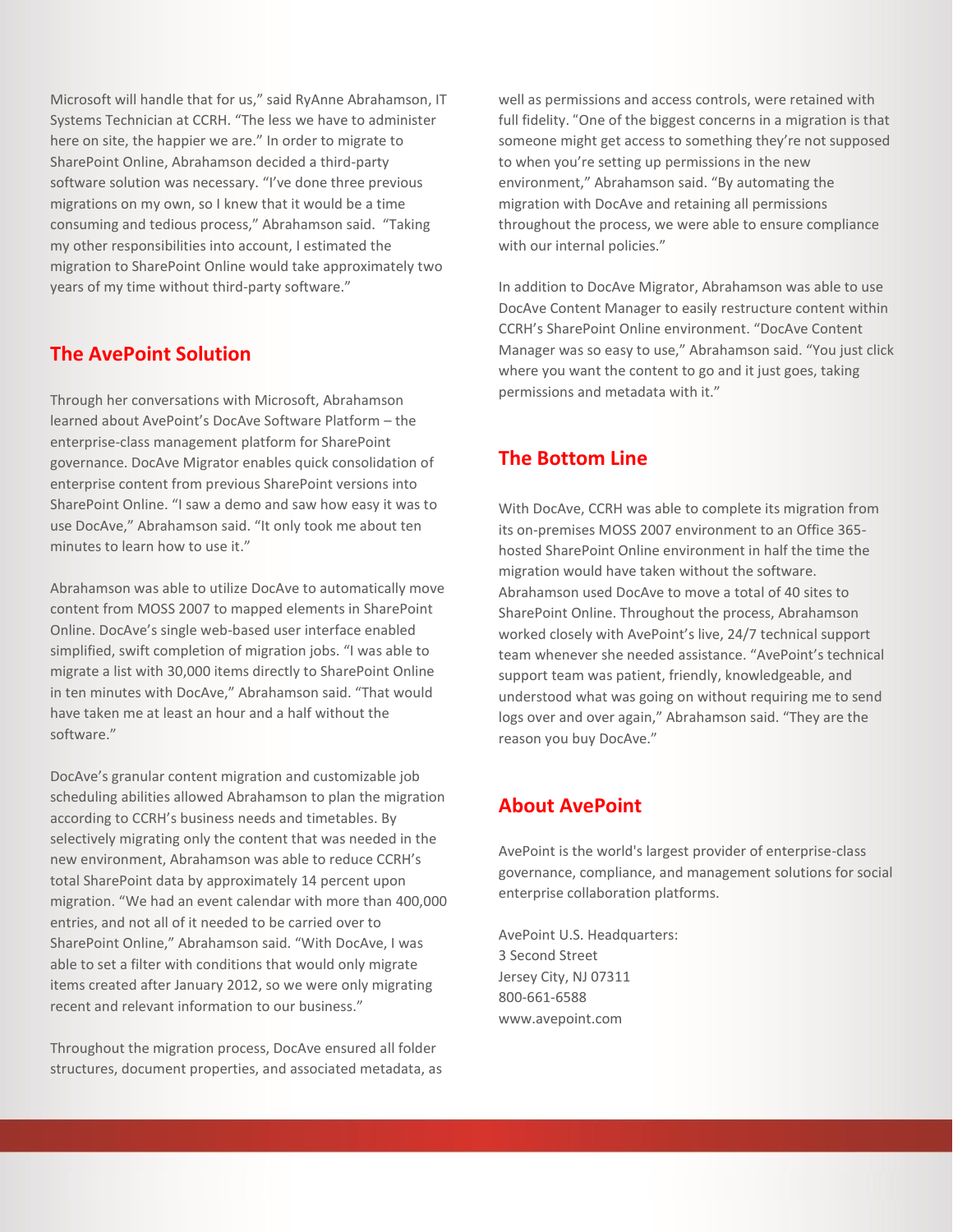Microsoft will handle that for us," said RyAnne Abrahamson, IT Systems Technician at CCRH. "The less we have to administer here on site, the happier we are." In order to migrate to SharePoint Online, Abrahamson decided a third-party software solution was necessary. "I've done three previous migrations on my own, so I knew that it would be a time consuming and tedious process," Abrahamson said. "Taking my other responsibilities into account, I estimated the migration to SharePoint Online would take approximately two years of my time without third-party software."

## The AvePoint Solution

Through her conversations with Microsoft, Abrahamson learned about AvePoint's DocAve Software Platform – the enterprise-class management platform for SharePoint governance. DocAve Migrator enables quick consolidation of enterprise content from previous SharePoint versions into SharePoint Online. "I saw a demo and saw how easy it was to use DocAve," Abrahamson said. "It only took me about ten minutes to learn how to use it."

Abrahamson was able to utilize DocAve to automatically move content from MOSS 2007 to mapped elements in SharePoint Online. DocAve's single web-based user interface enabled simplified, swift completion of migration jobs. "I was able to migrate a list with 30,000 items directly to SharePoint Online in ten minutes with DocAve," Abrahamson said. "That would have taken me at least an hour and a half without the software."

DocAve's granular content migration and customizable job scheduling abilities allowed Abrahamson to plan the migration according to CCRH's business needs and timetables. By selectively migrating only the content that was needed in the new environment, Abrahamson was able to reduce CCRH's total SharePoint data by approximately 14 percent upon migration. "We had an event calendar with more than 400,000 entries, and not all of it needed to be carried over to SharePoint Online," Abrahamson said. "With DocAve, I was able to set a filter with conditions that would only migrate items created after January 2012, so we were only migrating recent and relevant information to our business."

Throughout the migration process, DocAve ensured all folder structures, document properties, and associated metadata, as well as permissions and access controls, were retained with full fidelity. "One of the biggest concerns in a migration is that someone might get access to something they're not supposed to when you're setting up permissions in the new environment," Abrahamson said. "By automating the migration with DocAve and retaining all permissions throughout the process, we were able to ensure compliance with our internal policies."

In addition to DocAve Migrator, Abrahamson was able to use DocAve Content Manager to easily restructure content within CCRH's SharePoint Online environment. "DocAve Content Manager was so easy to use," Abrahamson said. "You just click where you want the content to go and it just goes, taking permissions and metadata with it."

## The Bottom Line

With DocAve, CCRH was able to complete its migration from its on-premises MOSS 2007 environment to an Office 365-hosted SharePoint Online environment in half the time the migration would have taken without the software. Abrahamson used DocAve to move a total of 40 sites to SharePoint Online. Throughout the process, Abrahamson worked closely with AvePoint's live, 24/7 technical support team whenever she needed assistance. "AvePoint's technical support team was patient, friendly, knowledgeable, and understood what was going on without requiring me to send logs over and over again," Abrahamson said. "They are the reason you buy DocAve."

## About AvePoint

AvePoint is the world's largest provider of enterprise-class governance, compliance, and management solutions for social enterprise collaboration platforms.

AvePoint U.S. Headquarters:
3 Second Street
Jersey City, NJ 07311
800-661-6588
www.avepoint.com